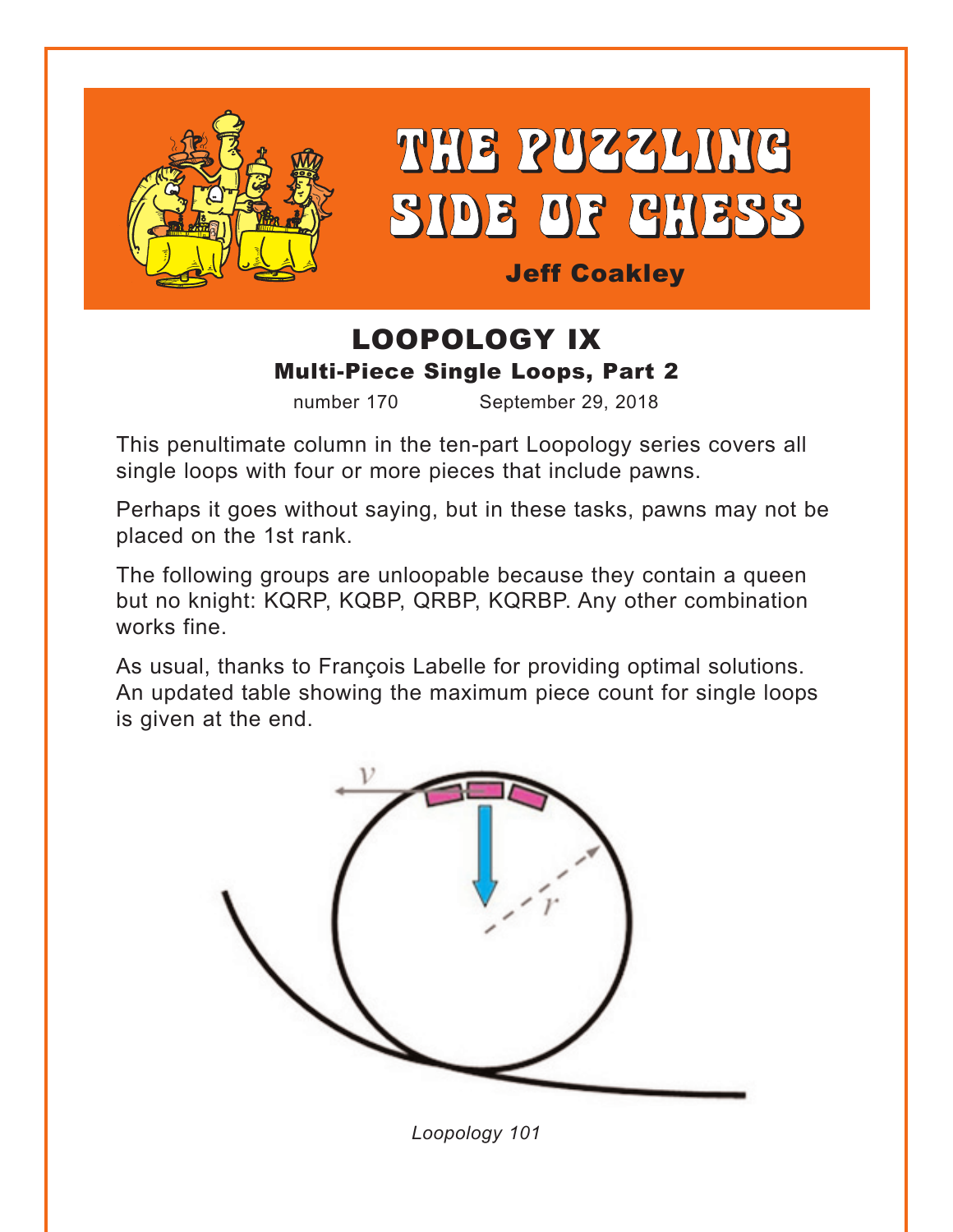# THE PUZZLING SIDE OF CHESS

Jeff Coakley

## LOOPOLOGY IX

### Multi-Piece Single Loops, Part 2

number 170 September 29, 2018

This penultimate column in the ten-part Loopology series covers all single loops with four or more pieces that include pawns.

Perhaps it goes without saying, but in these tasks, pawns may not be placed on the 1st rank.

The following groups are unloopable because they contain a queen but no knight: KQRP, KQBP, QRBP, KQRBP. Any other combination works fine.

As usual, thanks to François Labelle for providing optimal solutions. An updated table showing the maximum piece count for single loops is given at the end.

*Loopology 101*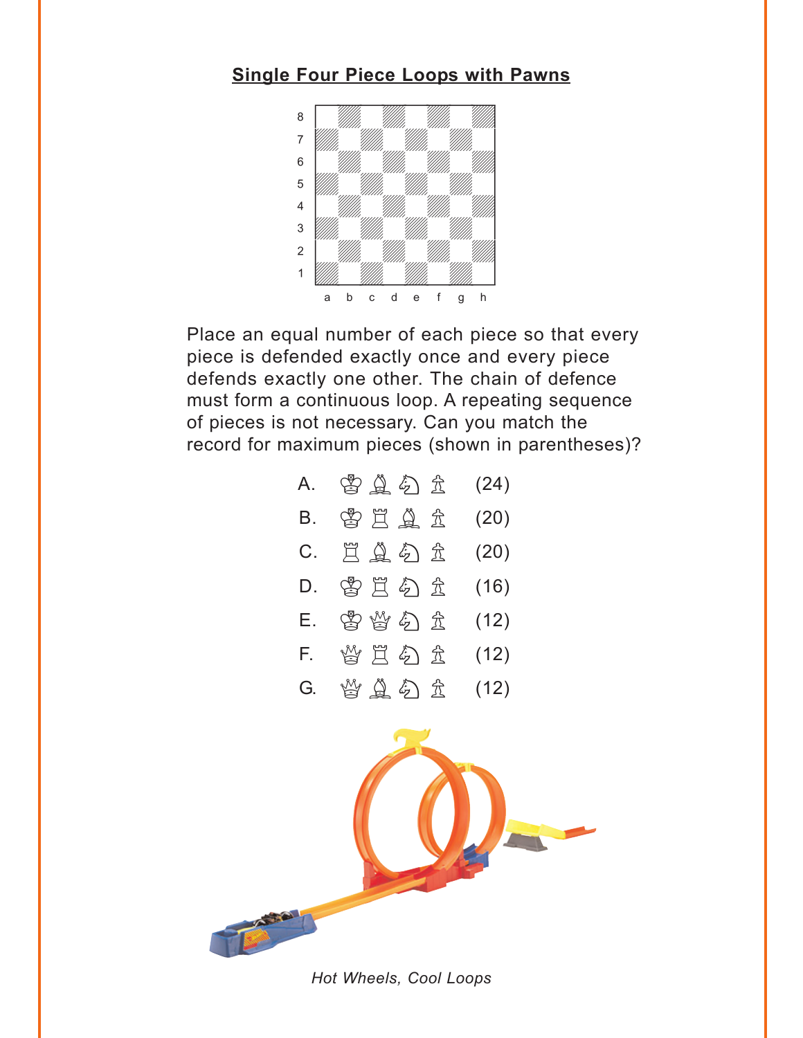## Single Four Piece Loops with Pawns

Place an equal number of each piece so that every piece is defended exactly once and every piece defends exactly one other. The chain of defence must form a continuous loop. A repeating sequence of pieces is not necessary. Can you match the record for maximum pieces (shown in parentheses)?

A. ♔ ♗ ♘ ♙ (24)

B. ♔ ♖ ♗ ♙ (20)

C. ♖ ♗ ♘ ♙ (20)

D. ♔ ♖ ♘ ♙ (16)

E. ♔ ♕ ♘ ♙ (12)

F. ♕ ♖ ♘ ♙ (12)

G. ♕ ♗ ♘ ♙ (12)

*Hot Wheels, Cool Loops*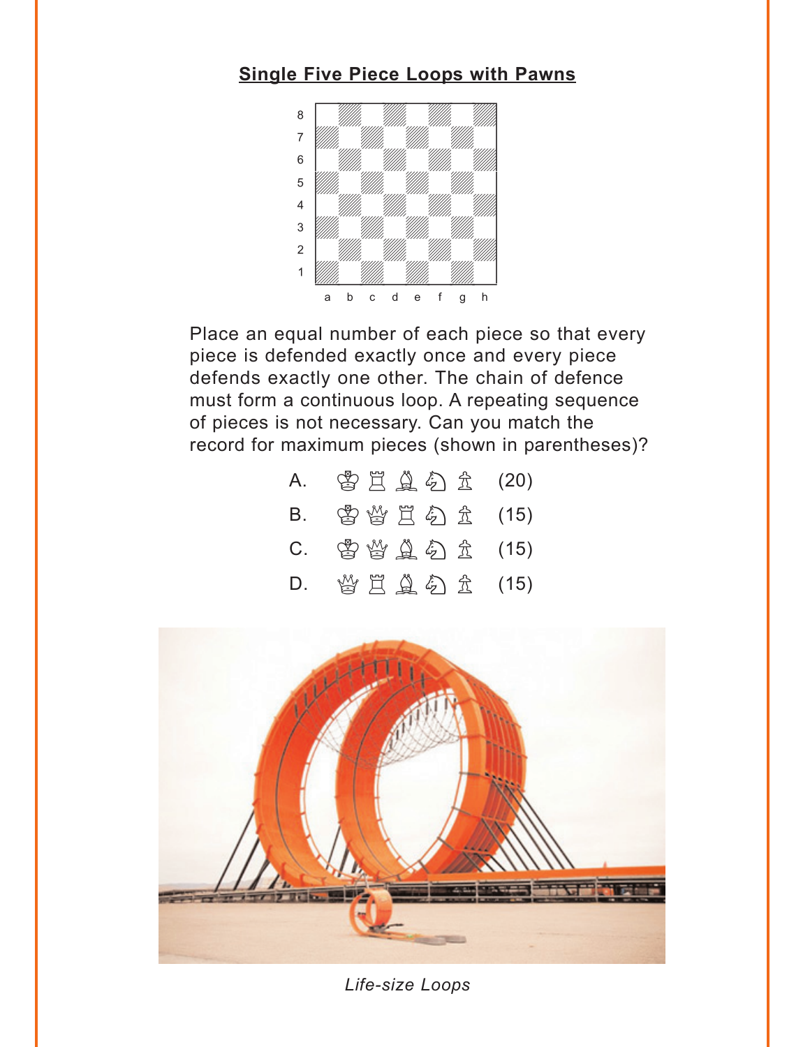## Single Five Piece Loops with Pawns

Place an equal number of each piece so that every piece is defended exactly once and every piece defends exactly one other. The chain of defence must form a continuous loop. A repeating sequence of pieces is not necessary. Can you match the record for maximum pieces (shown in parentheses)?

A. ♔ ♖ ♗ ♘ ♙ (20)

B. ♔ ♕ ♖ ♘ ♙ (15)

C. ♔ ♕ ♗ ♘ ♙ (15)

D. ♕ ♖ ♗ ♘ ♙ (15)

*Life-size Loops*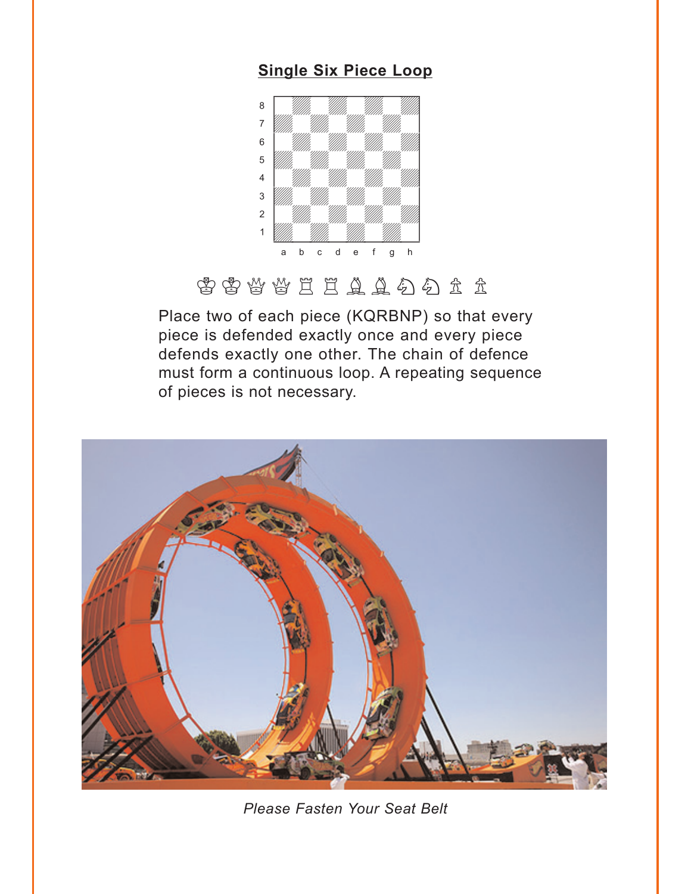## Single Six Piece Loop

♔ ♔ ♕ ♕ ♖ ♖ ♗ ♗ ♘ ♘ ♙ ♙

Place two of each piece (KQRBNP) so that every piece is defended exactly once and every piece defends exactly one other. The chain of defence must form a continuous loop. A repeating sequence of pieces is not necessary.

*Please Fasten Your Seat Belt*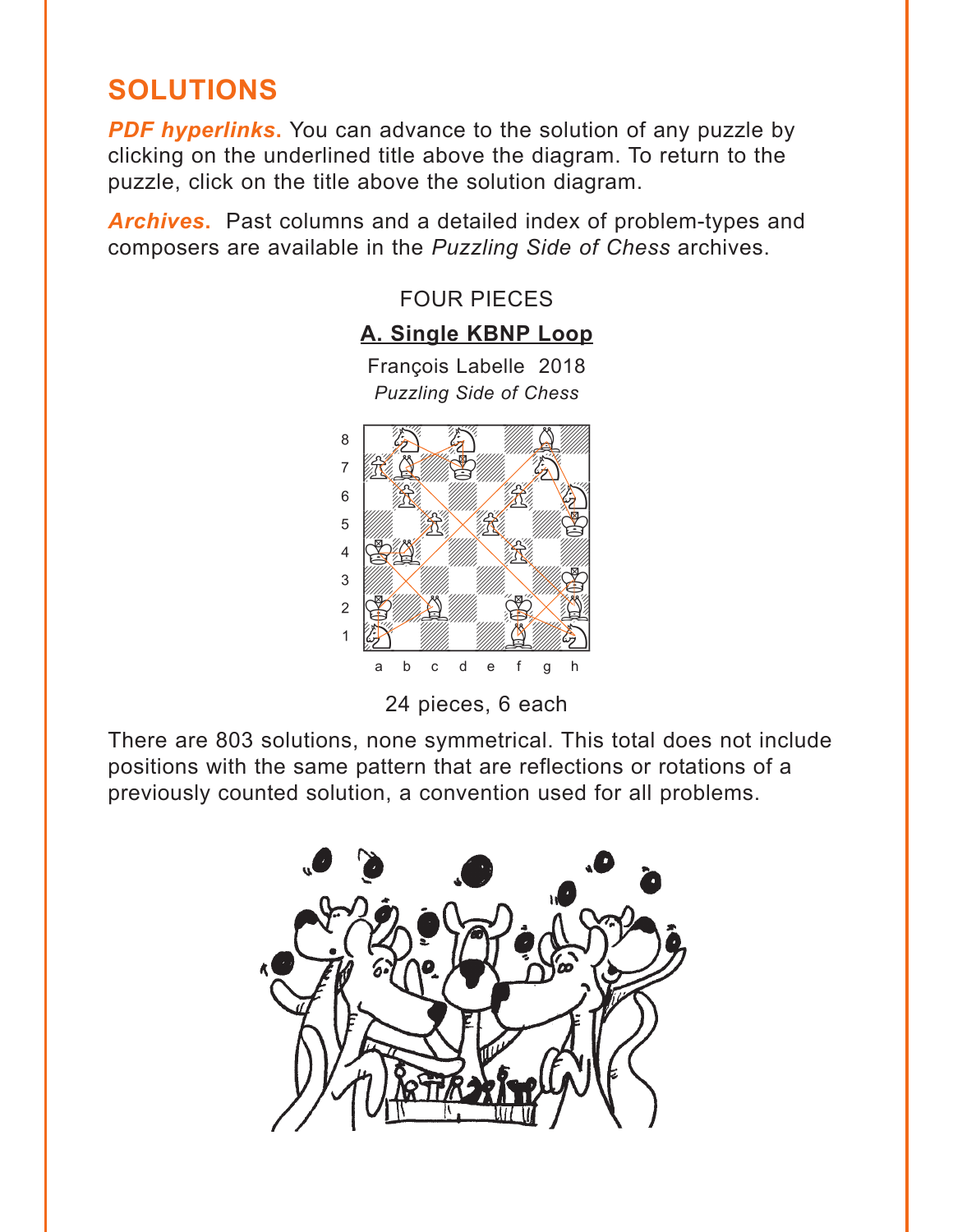## SOLUTIONS

***PDF hyperlinks***. You can advance to the solution of any puzzle by clicking on the underlined title above the diagram. To return to the puzzle, click on the title above the solution diagram.

***Archives***. Past columns and a detailed index of problem-types and composers are available in the *Puzzling Side of Chess* archives.

FOUR PIECES

**A. Single KBNP Loop**

François Labelle 2018
*Puzzling Side of Chess*

24 pieces, 6 each

There are 803 solutions, none symmetrical. This total does not include positions with the same pattern that are reflections or rotations of a previously counted solution, a convention used for all problems.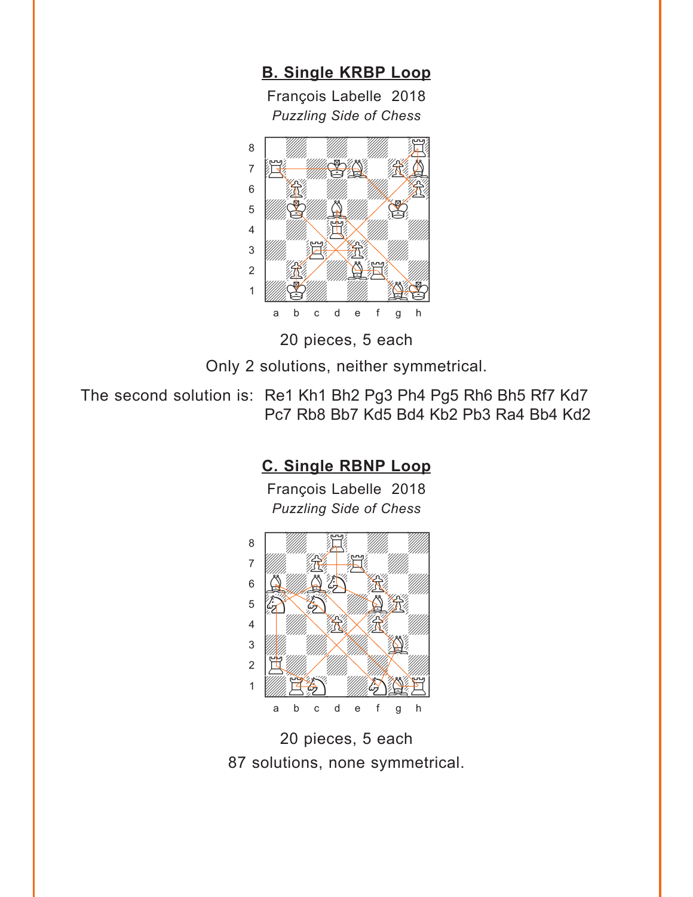## B. Single KRBP Loop

François Labelle 2018

*Puzzling Side of Chess*

20 pieces, 5 each

Only 2 solutions, neither symmetrical.

The second solution is: Re1 Kh1 Bh2 Pg3 Ph4 Pg5 Rh6 Bh5 Rf7 Kd7 Pc7 Rb8 Bb7 Kd5 Bd4 Kb2 Pb3 Ra4 Bb4 Kd2

## C. Single RBNP Loop

François Labelle 2018

*Puzzling Side of Chess*

20 pieces, 5 each

87 solutions, none symmetrical.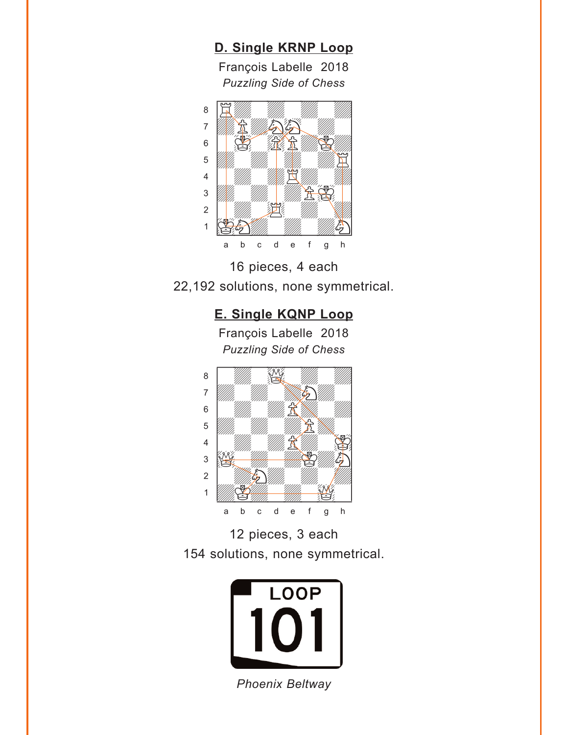## D. Single KRNP Loop

François Labelle 2018

*Puzzling Side of Chess*

16 pieces, 4 each

22,192 solutions, none symmetrical.

## E. Single KQNP Loop

François Labelle 2018

*Puzzling Side of Chess*

12 pieces, 3 each

154 solutions, none symmetrical.

*Phoenix Beltway*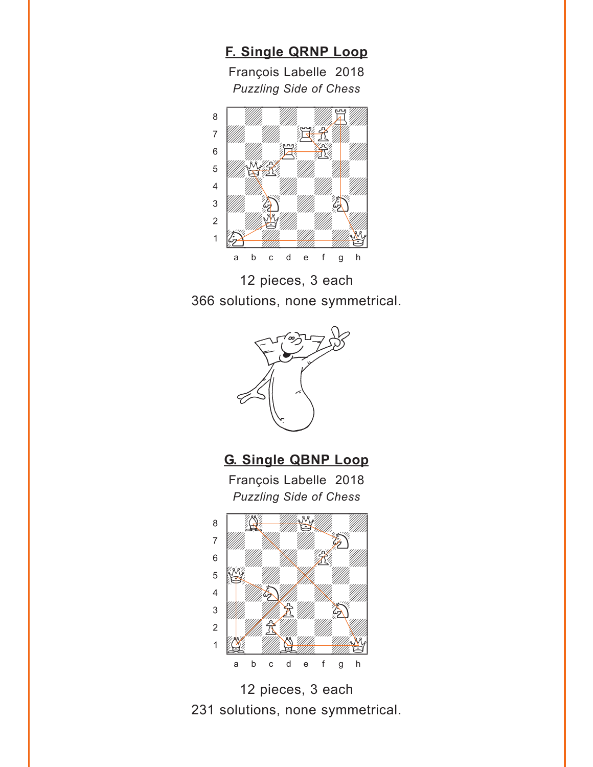## F. Single QRNP Loop

François Labelle 2018

*Puzzling Side of Chess*

12 pieces, 3 each

366 solutions, none symmetrical.

## G. Single QBNP Loop

François Labelle 2018

*Puzzling Side of Chess*

12 pieces, 3 each

231 solutions, none symmetrical.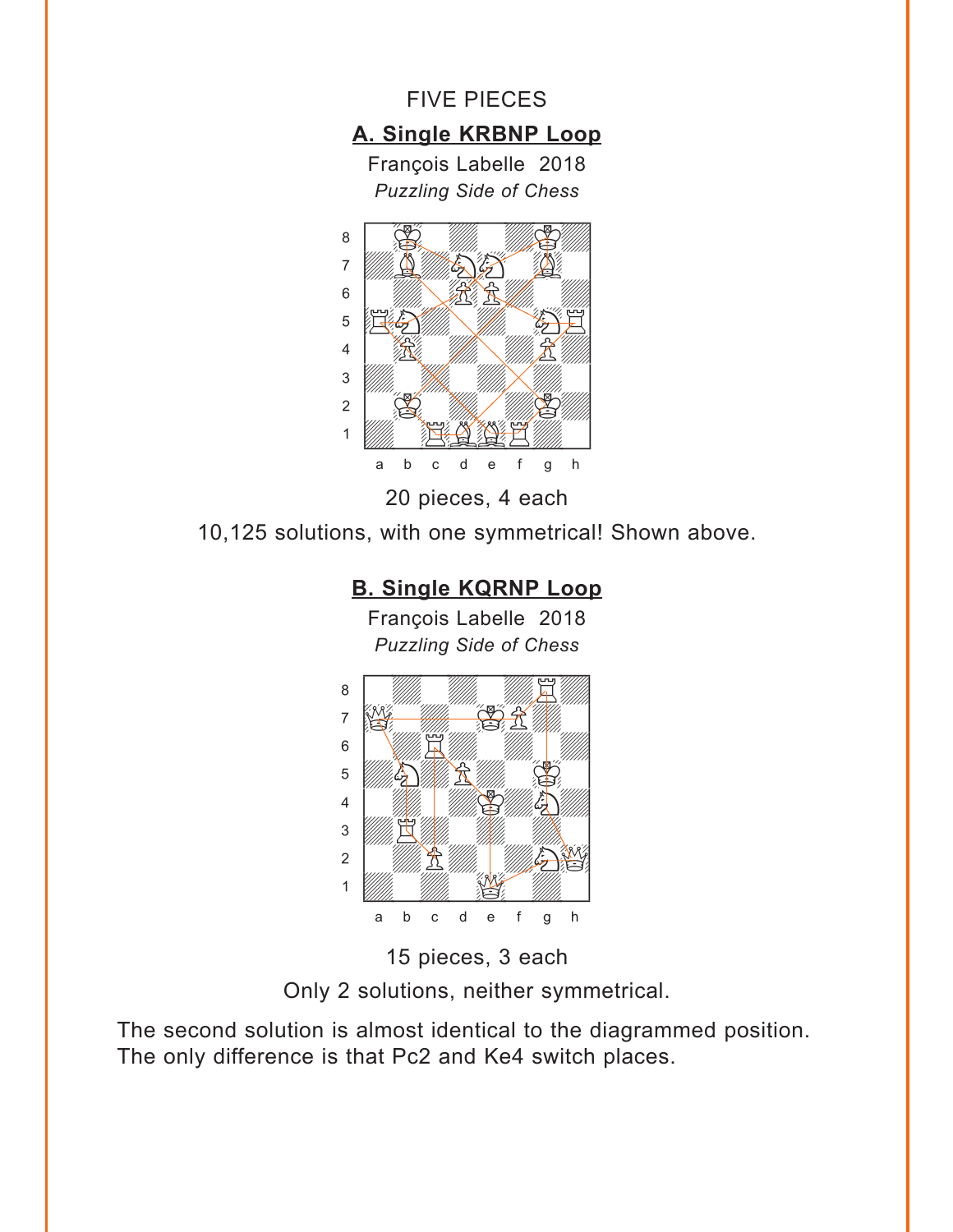FIVE PIECES

## A. Single KRBNP Loop

François Labelle 2018

*Puzzling Side of Chess*

20 pieces, 4 each

10,125 solutions, with one symmetrical! Shown above.

## B. Single KQRNP Loop

François Labelle 2018

*Puzzling Side of Chess*

15 pieces, 3 each

Only 2 solutions, neither symmetrical.

The second solution is almost identical to the diagrammed position. The only difference is that Pc2 and Ke4 switch places.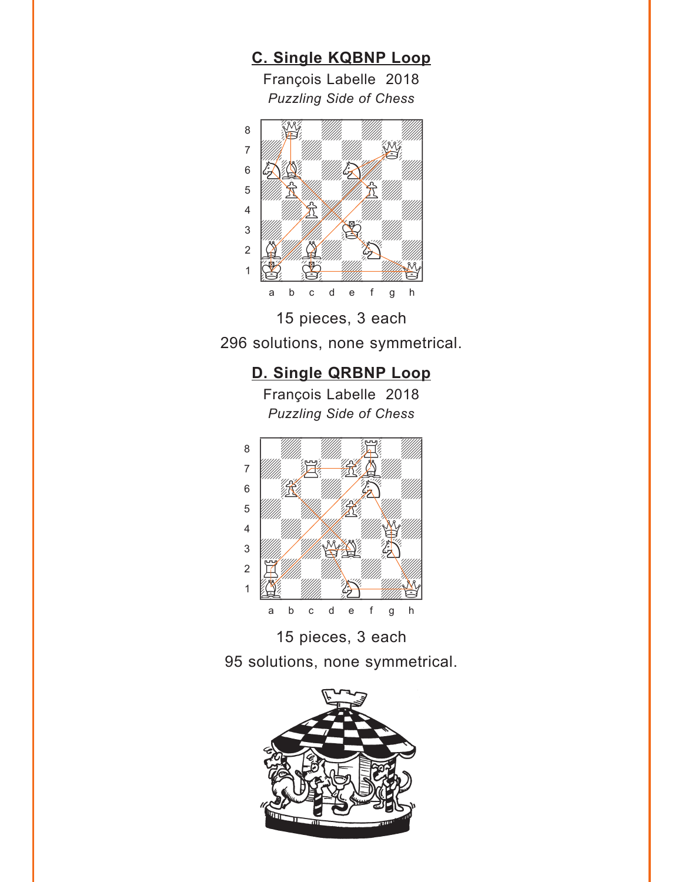## C. Single KQBNP Loop

François Labelle 2018

*Puzzling Side of Chess*

15 pieces, 3 each

296 solutions, none symmetrical.

## D. Single QRBNP Loop

François Labelle 2018

*Puzzling Side of Chess*

15 pieces, 3 each

95 solutions, none symmetrical.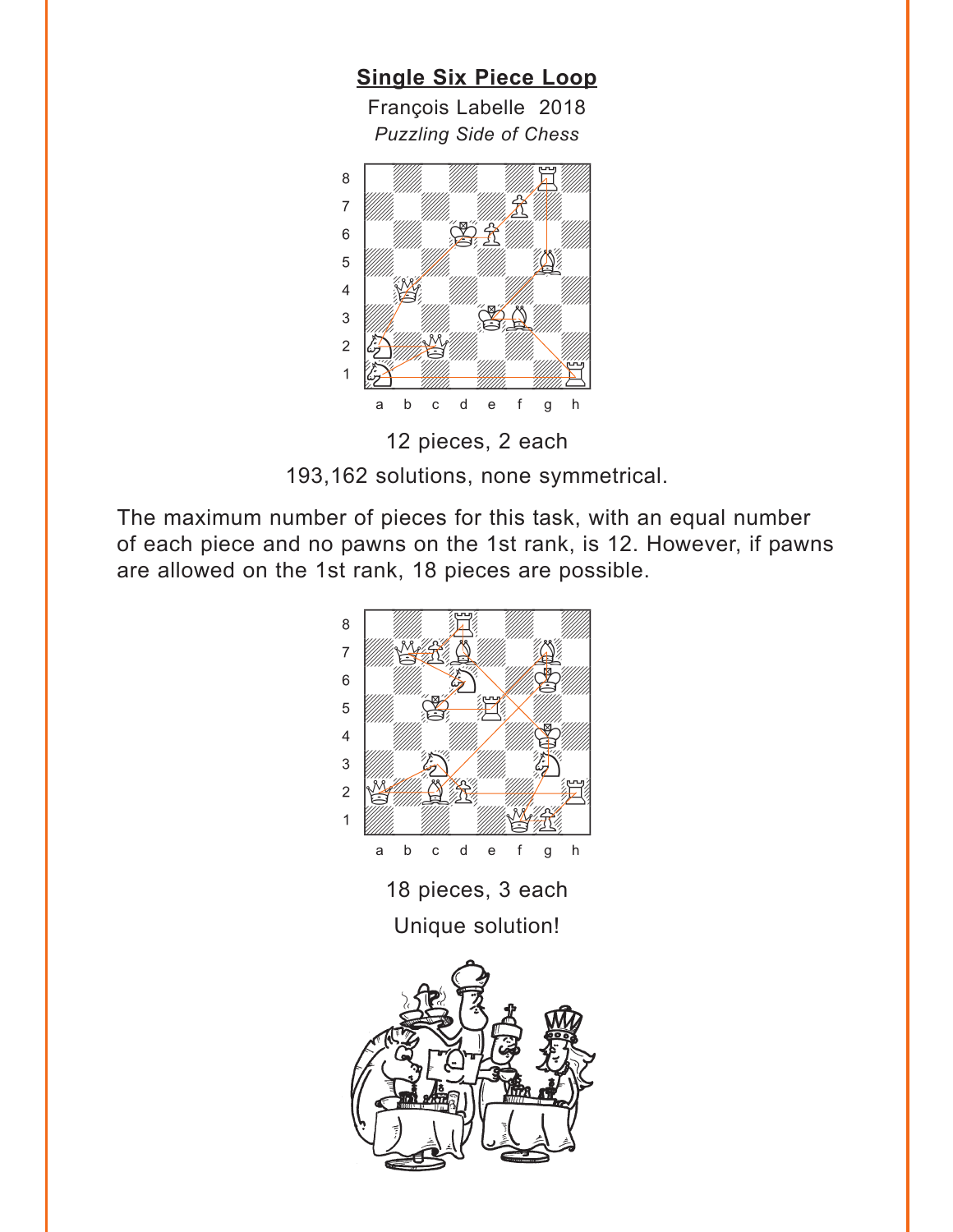## Single Six Piece Loop

François Labelle 2018

*Puzzling Side of Chess*

12 pieces, 2 each

193,162 solutions, none symmetrical.

The maximum number of pieces for this task, with an equal number of each piece and no pawns on the 1st rank, is 12. However, if pawns are allowed on the 1st rank, 18 pieces are possible.

18 pieces, 3 each

Unique solution!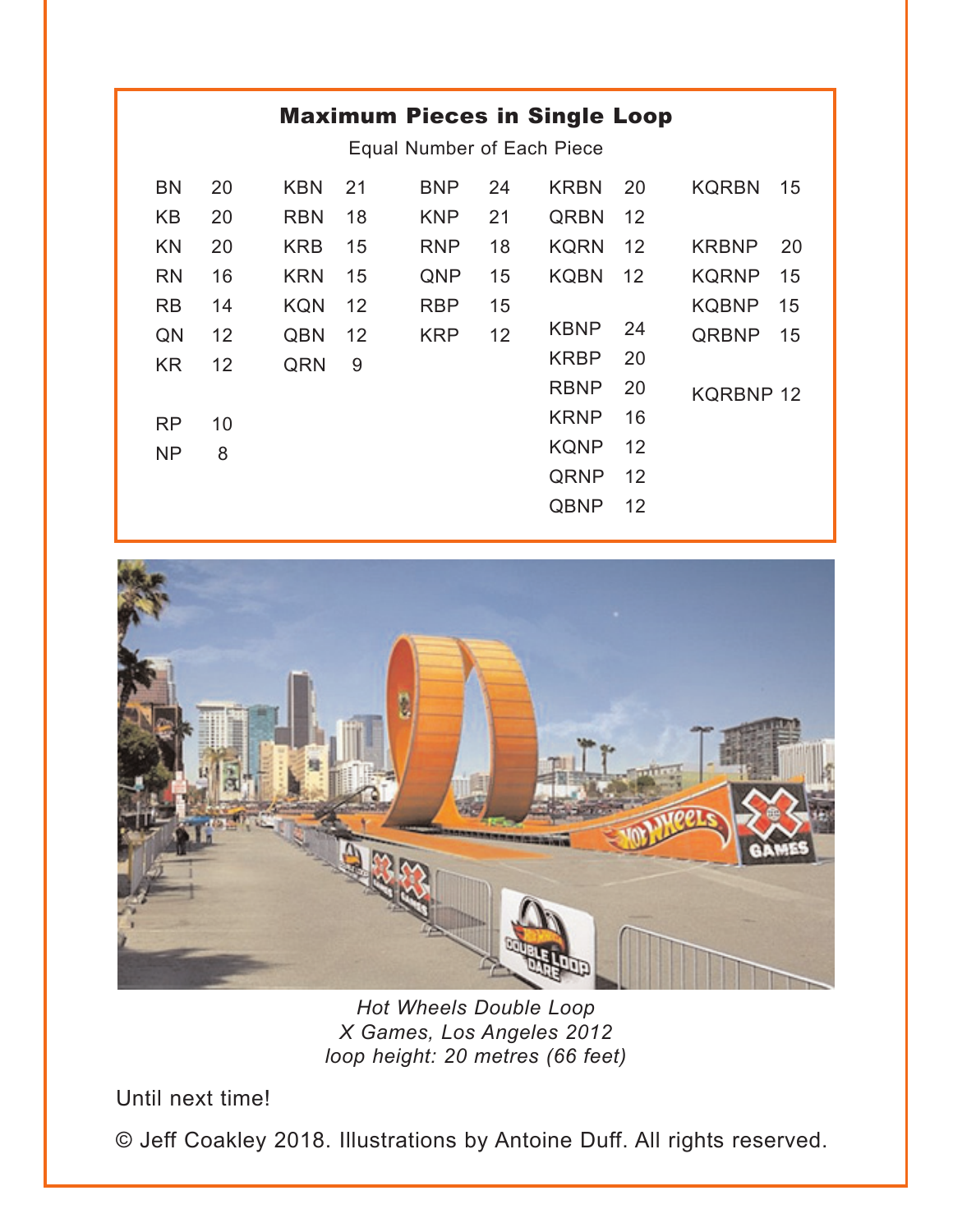### Maximum Pieces in Single Loop

Equal Number of Each Piece

| | | | | | | | | | |
|---|---|---|---|---|---|---|---|---|---|
| BN | 20 | KBN | 21 | BNP | 24 | KRBN | 20 | KQRBN | 15 |
| KB | 20 | RBN | 18 | KNP | 21 | QRBN | 12 | | |
| KN | 20 | KRB | 15 | RNP | 18 | KQRN | 12 | KRBNP | 20 |
| RN | 16 | KRN | 15 | QNP | 15 | KQBN | 12 | KQRNP | 15 |
| RB | 14 | KQN | 12 | RBP | 15 | | | KQBNP | 15 |
| QN | 12 | QBN | 12 | KRP | 12 | KBNP | 24 | QRBNP | 15 |
| KR | 12 | QRN | 9 | | | KRBP | 20 | | |
| | | | | | | RBNP | 20 | KQRBNP | 12 |
| RP | 10 | | | | | KRNP | 16 | | |
| NP | 8 | | | | | KQNP | 12 | | |
| | | | | | | QRNP | 12 | | |
| | | | | | | QBNP | 12 | | |

*Hot Wheels Double Loop*
*X Games, Los Angeles 2012*
*loop height: 20 metres (66 feet)*

Until next time!

© Jeff Coakley 2018. Illustrations by Antoine Duff. All rights reserved.